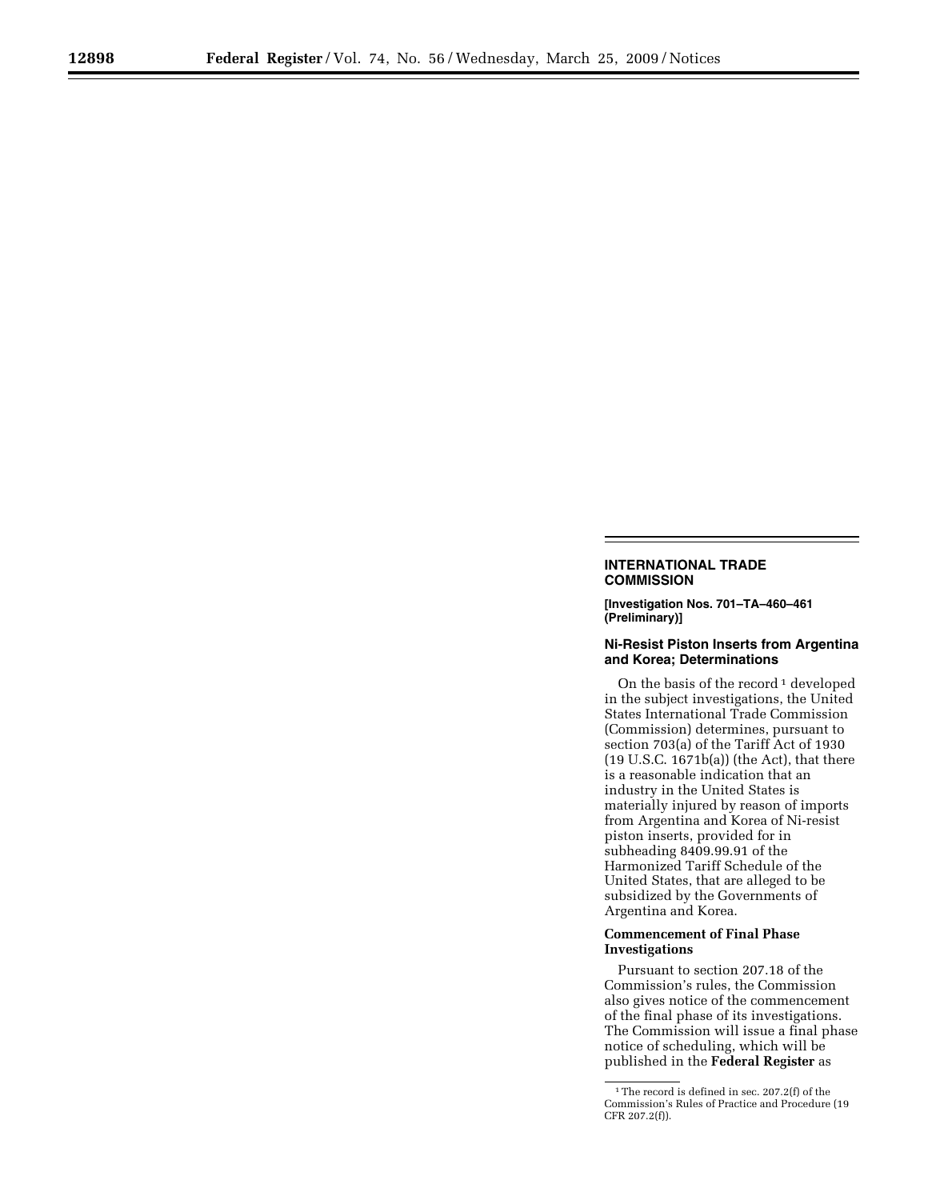## INTERNATIONAL TRADE COMMISSION

**[Investigation Nos. 701–TA–460–461 (Preliminary)]**

### Ni-Resist Piston Inserts from Argentina and Korea; Determinations

On the basis of the record [1] developed in the subject investigations, the United States International Trade Commission (Commission) determines, pursuant to section 703(a) of the Tariff Act of 1930 (19 U.S.C. 1671b(a)) (the Act), that there is a reasonable indication that an industry in the United States is materially injured by reason of imports from Argentina and Korea of Ni-resist piston inserts, provided for in subheading 8409.99.91 of the Harmonized Tariff Schedule of the United States, that are alleged to be subsidized by the Governments of Argentina and Korea.

**Commencement of Final Phase Investigations**

Pursuant to section 207.18 of the Commission's rules, the Commission also gives notice of the commencement of the final phase of its investigations. The Commission will issue a final phase notice of scheduling, which will be published in the **Federal Register** as

[1] The record is defined in sec. 207.2(f) of the Commission's Rules of Practice and Procedure (19 CFR 207.2(f)).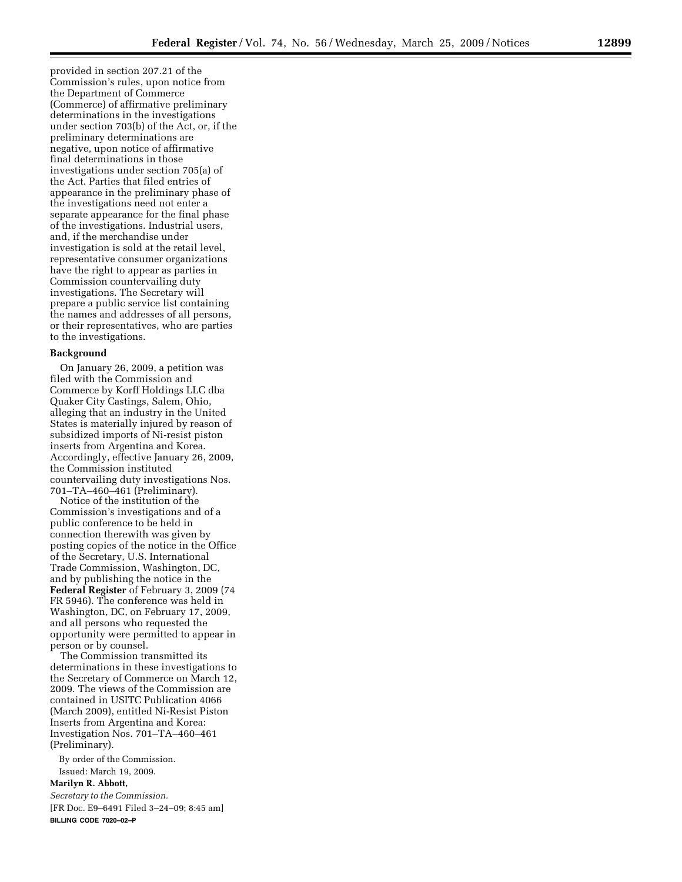provided in section 207.21 of the Commission's rules, upon notice from the Department of Commerce (Commerce) of affirmative preliminary determinations in the investigations under section 703(b) of the Act, or, if the preliminary determinations are negative, upon notice of affirmative final determinations in those investigations under section 705(a) of the Act. Parties that filed entries of appearance in the preliminary phase of the investigations need not enter a separate appearance for the final phase of the investigations. Industrial users, and, if the merchandise under investigation is sold at the retail level, representative consumer organizations have the right to appear as parties in Commission countervailing duty investigations. The Secretary will prepare a public service list containing the names and addresses of all persons, or their representatives, who are parties to the investigations.

**Background**

On January 26, 2009, a petition was filed with the Commission and Commerce by Korff Holdings LLC dba Quaker City Castings, Salem, Ohio, alleging that an industry in the United States is materially injured by reason of subsidized imports of Ni-resist piston inserts from Argentina and Korea. Accordingly, effective January 26, 2009, the Commission instituted countervailing duty investigations Nos. 701–TA–460–461 (Preliminary).

Notice of the institution of the Commission's investigations and of a public conference to be held in connection therewith was given by posting copies of the notice in the Office of the Secretary, U.S. International Trade Commission, Washington, DC, and by publishing the notice in the **Federal Register** of February 3, 2009 (74 FR 5946). The conference was held in Washington, DC, on February 17, 2009, and all persons who requested the opportunity were permitted to appear in person or by counsel.

The Commission transmitted its determinations in these investigations to the Secretary of Commerce on March 12, 2009. The views of the Commission are contained in USITC Publication 4066 (March 2009), entitled Ni-Resist Piston Inserts from Argentina and Korea: Investigation Nos. 701–TA–460–461 (Preliminary).

By order of the Commission.

Issued: March 19, 2009.

**Marilyn R. Abbott,**

*Secretary to the Commission.*

[FR Doc. E9–6491 Filed 3–24–09; 8:45 am]

**BILLING CODE 7020–02–P**